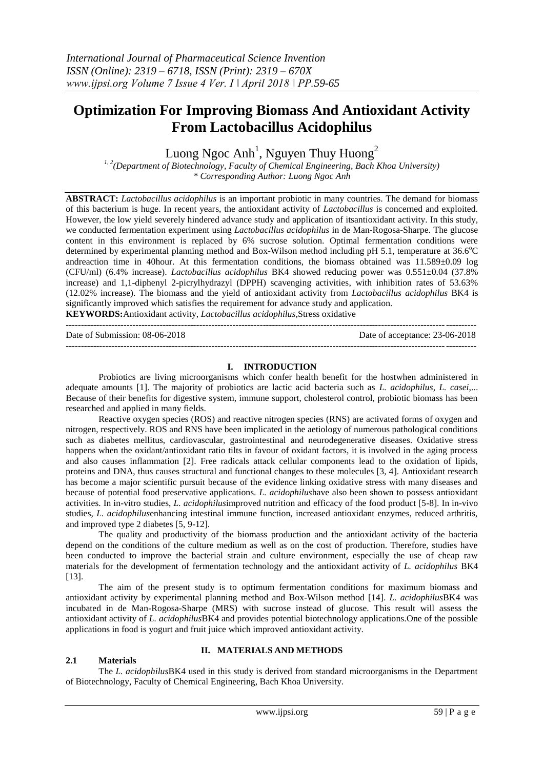# Optimization For Improving Biomass And Antioxidant Activity From Lactobacillus Acidophilus

Luong Ngoc Anh[1], Nguyen Thuy Huong[2]

[1, 2](Department of Biotechnology, Faculty of Chemical Engineering, Bach Khoa University)
* Corresponding Author: Luong Ngoc Anh

**ABSTRACT:** *Lactobacillus acidophilus* is an important probiotic in many countries. The demand for biomass of this bacterium is huge. In recent years, the antioxidant activity of *Lactobacillus* is concerned and exploited. However, the low yield severely hindered advance study and application of itsantioxidant activity. In this study, we conducted fermentation experiment using *Lactobacillus acidophilus* in de Man-Rogosa-Sharpe. The glucose content in this environment is replaced by 6% sucrose solution. Optimal fermentation conditions were determined by experimental planning method and Box-Wilson method including pH 5.1, temperature at 36.6$^o$C andreaction time in 40hour. At this fermentation conditions, the biomass obtained was 11.589±0.09 log (CFU/ml) (6.4% increase). *Lactobacillus acidophilus* BK4 showed reducing power was 0.551±0.04 (37.8% increase) and 1,1-diphenyl 2-picrylhydrazyl (DPPH) scavenging activities, with inhibition rates of 53.63% (12.02% increase). The biomass and the yield of antioxidant activity from *Lactobacillus acidophilus* BK4 is significantly improved which satisfies the requirement for advance study and application.

**KEYWORDS:**Antioxidant activity, *Lactobacillus acidophilus*,Stress oxidative

---

Date of Submission: 08-06-2018 Date of acceptance: 23-06-2018

---

## I. INTRODUCTION

Probiotics are living microorganisms which confer health benefit for the hostwhen administered in adequate amounts [1]. The majority of probiotics are lactic acid bacteria such as *L. acidophilus*, *L. casei*,... Because of their benefits for digestive system, immune support, cholesterol control, probiotic biomass has been researched and applied in many fields.

Reactive oxygen species (ROS) and reactive nitrogen species (RNS) are activated forms of oxygen and nitrogen, respectively. ROS and RNS have been implicated in the aetiology of numerous pathological conditions such as diabetes mellitus, cardiovascular, gastrointestinal and neurodegenerative diseases. Oxidative stress happens when the oxidant/antioxidant ratio tilts in favour of oxidant factors, it is involved in the aging process and also causes inflammation [2]. Free radicals attack cellular components lead to the oxidation of lipids, proteins and DNA, thus causes structural and functional changes to these molecules [3, 4]. Antioxidant research has become a major scientific pursuit because of the evidence linking oxidative stress with many diseases and because of potential food preservative applications. *L. acidophilus*have also been shown to possess antioxidant activities. In in-vitro studies, *L. acidophilus*improved nutrition and efficacy of the food product [5-8]. In in-vivo studies, *L. acidophilus*enhancing intestinal immune function, increased antioxidant enzymes, reduced arthritis, and improved type 2 diabetes [5, 9-12].

The quality and productivity of the biomass production and the antioxidant activity of the bacteria depend on the conditions of the culture medium as well as on the cost of production. Therefore, studies have been conducted to improve the bacterial strain and culture environment, especially the use of cheap raw materials for the development of fermentation technology and the antioxidant activity of *L. acidophilus* BK4 [13].

The aim of the present study is to optimum fermentation conditions for maximum biomass and antioxidant activity by experimental planning method and Box-Wilson method [14]. *L. acidophilus*BK4 was incubated in de Man-Rogosa-Sharpe (MRS) with sucrose instead of glucose. This result will assess the antioxidant activity of *L. acidophilus*BK4 and provides potential biotechnology applications.One of the possible applications in food is yogurt and fruit juice which improved antioxidant activity.

## II. MATERIALS AND METHODS

### 2.1 Materials

The *L. acidophilus*BK4 used in this study is derived from standard microorganisms in the Department of Biotechnology, Faculty of Chemical Engineering, Bach Khoa University.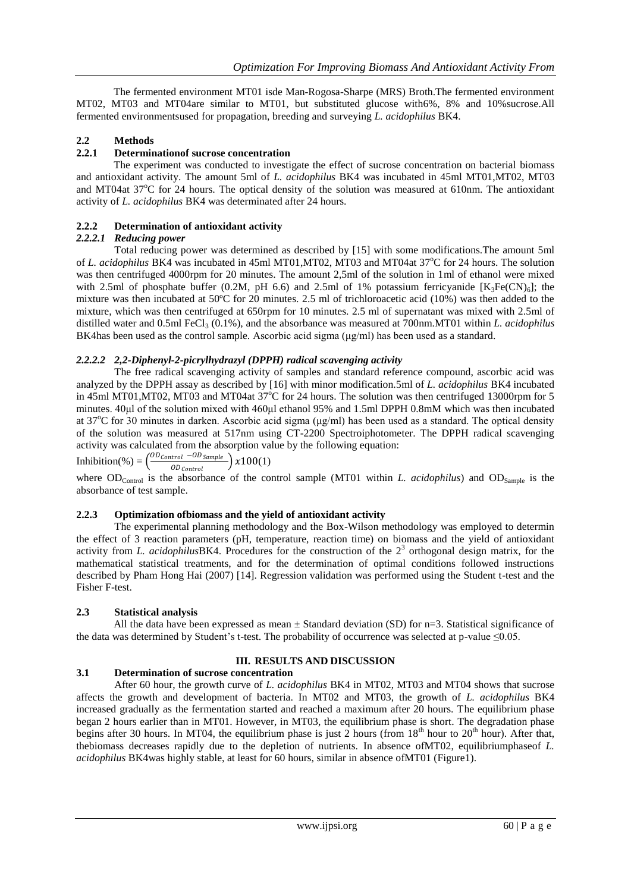The fermented environment MT01 isde Man-Rogosa-Sharpe (MRS) Broth.The fermented environment MT02, MT03 and MT04are similar to MT01, but substituted glucose with6%, 8% and 10%sucrose.All fermented environmentsused for propagation, breeding and surveying *L. acidophilus* BK4.

## 2.2 Methods

### 2.2.1 Determinationof sucrose concentration

The experiment was conducted to investigate the effect of sucrose concentration on bacterial biomass and antioxidant activity. The amount 5ml of *L. acidophilus* BK4 was incubated in 45ml MT01,MT02, MT03 and MT04at 37°C for 24 hours. The optical density of the solution was measured at 610nm. The antioxidant activity of *L. acidophilus* BK4 was determinated after 24 hours.

### 2.2.2 Determination of antioxidant activity

#### *2.2.2.1 Reducing power*

Total reducing power was determined as described by [15] with some modifications.The amount 5ml of *L. acidophilus* BK4 was incubated in 45ml MT01,MT02, MT03 and MT04at 37°C for 24 hours. The solution was then centrifuged 4000rpm for 20 minutes. The amount 2,5ml of the solution in 1ml of ethanol were mixed with 2.5ml of phosphate buffer (0.2M, pH 6.6) and 2.5ml of 1% potassium ferricyanide [$K_3Fe(CN)_6$]; the mixture was then incubated at 50ºC for 20 minutes. 2.5 ml of trichloroacetic acid (10%) was then added to the mixture, which was then centrifuged at 650rpm for 10 minutes. 2.5 ml of supernatant was mixed with 2.5ml of distilled water and 0.5ml $FeCl_3$ (0.1%), and the absorbance was measured at 700nm.MT01 within *L. acidophilus* BK4has been used as the control sample. Ascorbic acid sigma (μg/ml) has been used as a standard.

#### *2.2.2.2 2,2-Diphenyl-2-picrylhydrazyl (DPPH) radical scavenging activity*

The free radical scavenging activity of samples and standard reference compound, ascorbic acid was analyzed by the DPPH assay as described by [16] with minor modification.5ml of *L. acidophilus* BK4 incubated in 45ml MT01,MT02, MT03 and MT04at 37°C for 24 hours. The solution was then centrifuged 13000rpm for 5 minutes. 40μl of the solution mixed with 460μl ethanol 95% and 1.5ml DPPH 0.8mM which was then incubated at 37°C for 30 minutes in darken. Ascorbic acid sigma (μg/ml) has been used as a standard. The optical density of the solution was measured at 517nm using CT-2200 Spectriophotometer. The DPPH radical scavenging activity was calculated from the absorption value by the following equation:

$$\text{Inhibition}(\%) = \left(\frac{OD_{Control} - OD_{Sample}}{OD_{Control}}\right) x100 \quad (1)$$

where $OD_{Control}$ is the absorbance of the control sample (MT01 within *L. acidophilus*) and $OD_{Sample}$ is the absorbance of test sample.

### 2.2.3 Optimization ofbiomass and the yield of antioxidant activity

The experimental planning methodology and the Box-Wilson methodology was employed to determin the effect of 3 reaction parameters (pH, temperature, reaction time) on biomass and the yield of antioxidant activity from *L. acidophilus*BK4. Procedures for the construction of the $2^3$ orthogonal design matrix, for the mathematical statistical treatments, and for the determination of optimal conditions followed instructions described by Pham Hong Hai (2007) [14]. Regression validation was performed using the Student t-test and the Fisher F-test.

## 2.3 Statistical analysis

All the data have been expressed as mean ± Standard deviation (SD) for n=3. Statistical significance of the data was determined by Student's t-test. The probability of occurrence was selected at p-value ≤0.05.

# III. RESULTS AND DISCUSSION

## 3.1 Determination of sucrose concentration

After 60 hour, the growth curve of *L. acidophilus* BK4 in MT02, MT03 and MT04 shows that sucrose affects the growth and development of bacteria. In MT02 and MT03, the growth of *L. acidophilus* BK4 increased gradually as the fermentation started and reached a maximum after 20 hours. The equilibrium phase began 2 hours earlier than in MT01. However, in MT03, the equilibrium phase is short. The degradation phase begins after 30 hours. In MT04, the equilibrium phase is just 2 hours (from 18th hour to 20th hour). After that, thebiomass decreases rapidly due to the depletion of nutrients. In absence ofMT02, equilibriumphaseof *L. acidophilus* BK4was highly stable, at least for 60 hours, similar in absence ofMT01 (Figure1).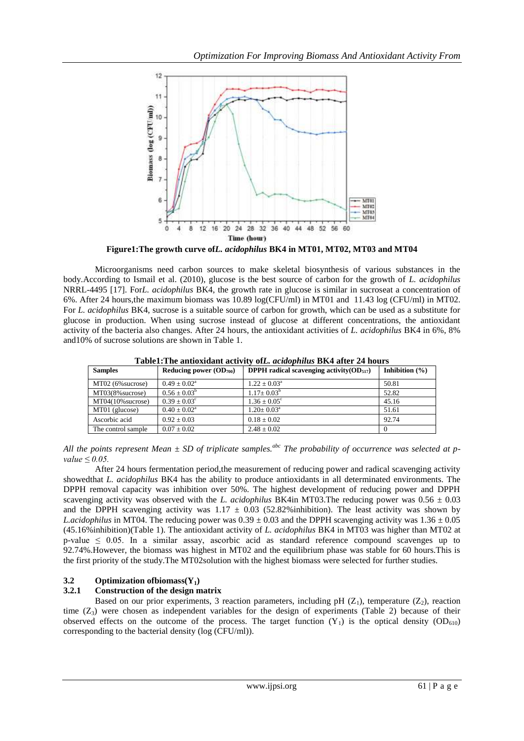**Figure1:The growth curve of *L. acidophilus* BK4 in MT01, MT02, MT03 and MT04**

Microorganisms need carbon sources to make skeletal biosynthesis of various substances in the body.According to Ismail et al. (2010), glucose is the best source of carbon for the growth of *L. acidophilus* NRRL-4495 [17]. For *L. acidophilus* BK4, the growth rate in glucose is similar in sucroseat a concentration of 6%. After 24 hours,the maximum biomass was 10.89 log(CFU/ml) in MT01 and 11.43 log (CFU/ml) in MT02. For *L. acidophilus* BK4, sucrose is a suitable source of carbon for growth, which can be used as a substitute for glucose in production. When using sucrose instead of glucose at different concentrations, the antioxidant activity of the bacteria also changes. After 24 hours, the antioxidant activities of *L. acidophilus* BK4 in 6%, 8% and10% of sucrose solutions are shown in Table 1.

**Table1:The antioxidant activity of *L. acidophilus* BK4 after 24 hours**

| Samples | Reducing power ($OD_{700}$) | DPPH radical scavenging activity($OD_{517}$) | Inhibition (%) |
|---|---|---|---|
| MT02 (6%sucrose) | $0.49 \pm 0.02^{a}$ | $1.22 \pm 0.03^{a}$ | 50.81 |
| MT03(8%sucrose) | $0.56 \pm 0.03^{b}$ | $1.17 \pm 0.03^{b}$ | 52.82 |
| MT04(10%sucrose) | $0.39 \pm 0.03^{c}$ | $1.36 \pm 0.05^{c}$ | 45.16 |
| MT01 (glucose) | $0.40 \pm 0.02^{a}$ | $1.20 \pm 0.03^{a}$ | 51.61 |
| Ascorbic acid | $0.92 \pm 0.03$ | $0.18 \pm 0.02$ | 92.74 |
| The control sample | $0.07 \pm 0.02$ | $2.48 \pm 0.02$ | 0 |

*All the points represent Mean ± SD of triplicate samples.[abc] The probability of occurrence was selected at p-value ≤ 0.05.*

After 24 hours fermentation period,the measurement of reducing power and radical scavenging activity showedthat *L. acidophilus* BK4 has the ability to produce antioxidants in all determinated environments. The DPPH removal capacity was inhibition over 50%. The highest development of reducing power and DPPH scavenging activity was observed with the *L. acidophilus* BK4in MT03.The reducing power was $0.56 \pm 0.03$ and the DPPH scavenging activity was $1.17 \pm 0.03$ (52.82%inhibition). The least activity was shown by *L.acidophilus* in MT04. The reducing power was $0.39 \pm 0.03$ and the DPPH scavenging activity was $1.36 \pm 0.05$ (45.16%inhibition)(Table 1). The antioxidant activity of *L. acidophilus* BK4 in MT03 was higher than MT02 at p-value $\leq$ 0.05. In a similar assay, ascorbic acid as standard reference compound scavenges up to 92.74%.However, the biomass was highest in MT02 and the equilibrium phase was stable for 60 hours.This is the first priority of the study.The MT02solution with the highest biomass were selected for further studies.

## 3.2 Optimization ofbiomass($Y_1$)

### 3.2.1 Construction of the design matrix

Based on our prior experiments, 3 reaction parameters, including pH ($Z_1$), temperature ($Z_2$), reaction time ($Z_3$) were chosen as independent variables for the design of experiments (Table 2) because of their observed effects on the outcome of the process. The target function ($Y_1$) is the optical density ($OD_{610}$) corresponding to the bacterial density (log (CFU/ml)).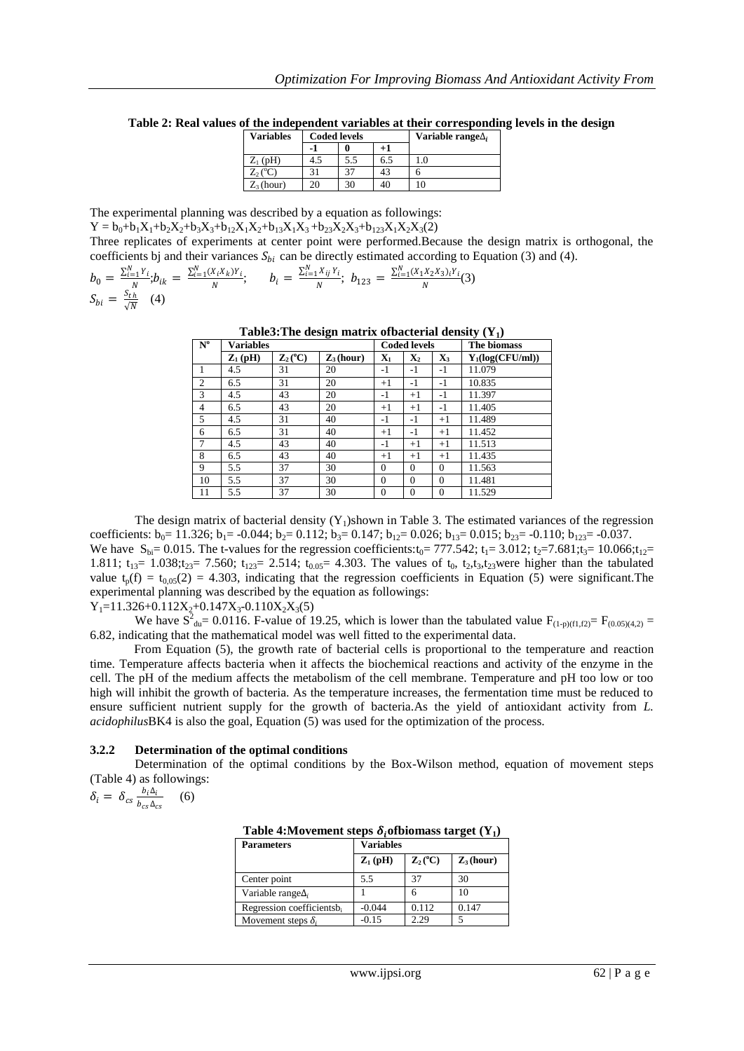**Table 2: Real values of the independent variables at their corresponding levels in the design**

| Variables | Coded levels | | | Variable range $\Delta_i$ |
|---|---|---|---|---|
| | -1 | 0 | +1 | |
| $Z_1$ (pH) | 4.5 | 5.5 | 6.5 | 1.0 |
| $Z_2$ (°C) | 31 | 37 | 43 | 6 |
| $Z_3$ (hour) | 20 | 30 | 40 | 10 |

The experimental planning was described by a equation as followings:

$$Y = b_0+b_1X_1+b_2X_2+b_3X_3+b_{12}X_1X_2+b_{13}X_1X_3+b_{23}X_2X_3+b_{123}X_1X_2X_3 \quad (2)$$

Three replicates of experiments at center point were performed. Because the design matrix is orthogonal, the coefficients bj and their variances $S_{bi}$ can be directly estimated according to Equation (3) and (4).

$$b_0 = \frac{\sum_{i=1}^{N} Y_i}{N}; b_{ik} = \frac{\sum_{i=1}^{N}(X_i X_k) Y_i}{N}; \quad b_i = \frac{\sum_{i=1}^{N} X_{ij} Y_i}{N}; \; b_{123} = \frac{\sum_{i=1}^{N}(X_1X_2X_3)_i Y_i}{N} \quad (3)$$

$$S_{bi} = \frac{S_{th}}{\sqrt{N}} \quad (4)$$

**Table3: The design matrix of bacterial density ($Y_1$)**

| N° | Variables | | | Coded levels | | | The biomass |
|---|---|---|---|---|---|---|---|
| | $Z_1$ (pH) | $Z_2$ (°C) | $Z_3$ (hour) | $X_1$ | $X_2$ | $X_3$ | $Y_1$(log(CFU/ml)) |
| 1 | 4.5 | 31 | 20 | -1 | -1 | -1 | 11.079 |
| 2 | 6.5 | 31 | 20 | +1 | -1 | -1 | 10.835 |
| 3 | 4.5 | 43 | 20 | -1 | +1 | -1 | 11.397 |
| 4 | 6.5 | 43 | 20 | +1 | +1 | -1 | 11.405 |
| 5 | 4.5 | 31 | 40 | -1 | -1 | +1 | 11.489 |
| 6 | 6.5 | 31 | 40 | +1 | -1 | +1 | 11.452 |
| 7 | 4.5 | 43 | 40 | -1 | +1 | +1 | 11.513 |
| 8 | 6.5 | 43 | 40 | +1 | +1 | +1 | 11.435 |
| 9 | 5.5 | 37 | 30 | 0 | 0 | 0 | 11.563 |
| 10 | 5.5 | 37 | 30 | 0 | 0 | 0 | 11.481 |
| 11 | 5.5 | 37 | 30 | 0 | 0 | 0 | 11.529 |

The design matrix of bacterial density ($Y_1$) shown in Table 3. The estimated variances of the regression coefficients: $b_0$= 11.326; $b_1$= -0.044; $b_2$= 0.112; $b_3$= 0.147; $b_{12}$= 0.026; $b_{13}$= 0.015; $b_{23}$= -0.110; $b_{123}$= -0.037. We have $S_{bi}$= 0.015. The t-values for the regression coefficients: $t_0$= 777.542; $t_1$= 3.012; $t_2$=7.681; $t_3$= 10.066; $t_{12}$= 1.811; $t_{13}$= 1.038; $t_{23}$= 7.560; $t_{123}$= 2.514; $t_{0.05}$= 4.303. The values of $t_0$, $t_2$, $t_3$, $t_{23}$ were higher than the tabulated value $t_p(f) = t_{0,05}(2) = 4.303$, indicating that the regression coefficients in Equation (5) were significant. The experimental planning was described by the equation as followings:

$$Y_1=11.326+0.112X_2+0.147X_3-0.110X_2X_3 \quad (5)$$

We have $S^2_{du}$= 0.0116. F-value of 19.25, which is lower than the tabulated value $F_{(1-p)(f1,f2)}$= $F_{(0.05)(4,2)}$ = 6.82, indicating that the mathematical model was well fitted to the experimental data.

From Equation (5), the growth rate of bacterial cells is proportional to the temperature and reaction time. Temperature affects bacteria when it affects the biochemical reactions and activity of the enzyme in the cell. The pH of the medium affects the metabolism of the cell membrane. Temperature and pH too low or too high will inhibit the growth of bacteria. As the temperature increases, the fermentation time must be reduced to ensure sufficient nutrient supply for the growth of bacteria. As the yield of antioxidant activity from *L. acidophilus* BK4 is also the goal, Equation (5) was used for the optimization of the process.

### 3.2.2 Determination of the optimal conditions

Determination of the optimal conditions by the Box-Wilson method, equation of movement steps (Table 4) as followings:

$$\delta_i = \delta_{cs} \frac{b_i \Delta_i}{b_{cs} \Delta_{cs}} \quad (6)$$

**Table 4: Movement steps $\delta_i$ of biomass target ($Y_1$)**

| Parameters | Variables | | |
|---|---|---|---|
| | $Z_1$ (pH) | $Z_2$ (°C) | $Z_3$ (hour) |
| Center point | 5.5 | 37 | 30 |
| Variable range $\Delta_i$ | 1 | 6 | 10 |
| Regression coefficients $b_i$ | -0.044 | 0.112 | 0.147 |
| Movement steps $\delta_i$ | -0.15 | 2.29 | 5 |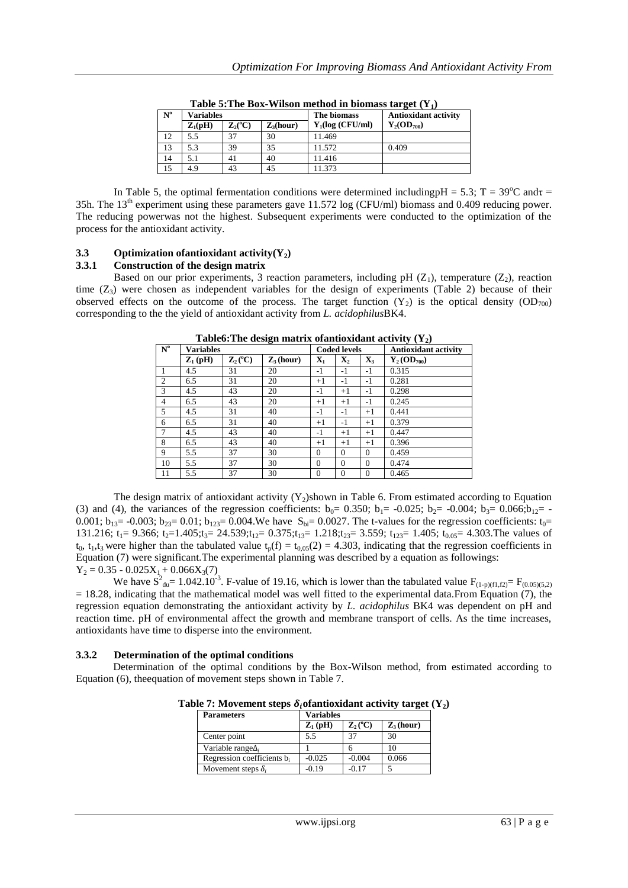**Table 5:The Box-Wilson method in biomass target ($Y_1$)**

| N° | Variables | | | The biomass | Antioxidant activity |
|---|---|---|---|---|---|
| | $Z_1$(pH) | $Z_2$(°C) | $Z_3$(hour) | $Y_1$(log (CFU/ml) | $Y_2$($OD_{700}$) |
| 12 | 5.5 | 37 | 30 | 11.469 | |
| 13 | 5.3 | 39 | 35 | 11.572 | 0.409 |
| 14 | 5.1 | 41 | 40 | 11.416 | |
| 15 | 4.9 | 43 | 45 | 11.373 | |

In Table 5, the optimal fermentation conditions were determined includingpH = 5.3; T = 39°C and$\tau$ = 35h. The 13th experiment using these parameters gave 11.572 log (CFU/ml) biomass and 0.409 reducing power. The reducing powerwas not the highest. Subsequent experiments were conducted to the optimization of the process for the antioxidant activity.

### 3.3 Optimization ofantioxidant activity($Y_2$)

#### 3.3.1 Construction of the design matrix

Based on our prior experiments, 3 reaction parameters, including pH ($Z_1$), temperature ($Z_2$), reaction time ($Z_3$) were chosen as independent variables for the design of experiments (Table 2) because of their observed effects on the outcome of the process. The target function ($Y_2$) is the optical density ($OD_{700}$) corresponding to the the yield of antioxidant activity from *L. acidophilus*BK4.

**Table6:The design matrix ofantioxidant activity ($Y_2$)**

| N° | Variables | | | Coded levels | | | Antioxidant activity |
|---|---|---|---|---|---|---|---|
| | $Z_1$ (pH) | $Z_2$ (°C) | $Z_3$ (hour) | $X_1$ | $X_2$ | $X_3$ | $Y_2$ ($OD_{700}$) |
| 1 | 4.5 | 31 | 20 | -1 | -1 | -1 | 0.315 |
| 2 | 6.5 | 31 | 20 | +1 | -1 | -1 | 0.281 |
| 3 | 4.5 | 43 | 20 | -1 | +1 | -1 | 0.298 |
| 4 | 6.5 | 43 | 20 | +1 | +1 | -1 | 0.245 |
| 5 | 4.5 | 31 | 40 | -1 | -1 | +1 | 0.441 |
| 6 | 6.5 | 31 | 40 | +1 | -1 | +1 | 0.379 |
| 7 | 4.5 | 43 | 40 | -1 | +1 | +1 | 0.447 |
| 8 | 6.5 | 43 | 40 | +1 | +1 | +1 | 0.396 |
| 9 | 5.5 | 37 | 30 | 0 | 0 | 0 | 0.459 |
| 10 | 5.5 | 37 | 30 | 0 | 0 | 0 | 0.474 |
| 11 | 5.5 | 37 | 30 | 0 | 0 | 0 | 0.465 |

The design matrix of antioxidant activity ($Y_2$)shown in Table 6. From estimated according to Equation (3) and (4), the variances of the regression coefficients: $b_0$= 0.350; $b_1$= -0.025; $b_2$= -0.004; $b_3$= 0.066;$b_{12}$= -0.001; $b_{13}$= -0.003; $b_{23}$= 0.01; $b_{123}$= 0.004.We have $S_{bi}$= 0.0027. The t-values for the regression coefficients: $t_0$= 131.216; $t_1$= 9.366; $t_2$=1.405;$t_3$= 24.539;$t_{12}$= 0.375;$t_{13}$= 1.218;$t_{23}$= 3.559; $t_{123}$= 1.405; $t_{0.05}$= 4.303.The values of $t_0$, $t_1$,$t_3$ were higher than the tabulated value $t_p(f) = t_{0,05}(2) = 4.303$, indicating that the regression coefficients in Equation (7) were significant.The experimental planning was described by a equation as followings:

$$Y_2 = 0.35 - 0.025X_1 + 0.066X_3 \quad (7)$$

We have $S^2_{du}$= $1.042.10^{-3}$. F-value of 19.16, which is lower than the tabulated value $F_{(1-p)(f1,f2)}$= $F_{(0.05)(5,2)}$ = 18.28, indicating that the mathematical model was well fitted to the experimental data.From Equation (7), the regression equation demonstrating the antioxidant activity by *L. acidophilus* BK4 was dependent on pH and reaction time. pH of environmental affect the growth and membrane transport of cells. As the time increases, antioxidants have time to disperse into the environment.

#### 3.3.2 Determination of the optimal conditions

Determination of the optimal conditions by the Box-Wilson method, from estimated according to Equation (6), theequation of movement steps shown in Table 7.

**Table 7: Movement steps $\delta_i$ofantioxidant activity target ($Y_2$)**

| Parameters | Variables | | |
|---|---|---|---|
| | $Z_1$ (pH) | $Z_2$ (°C) | $Z_3$ (hour) |
| Center point | 5.5 | 37 | 30 |
| Variable range$\Delta_i$ | 1 | 6 | 10 |
| Regression coefficients $b_i$ | -0.025 | -0.004 | 0.066 |
| Movement steps $\delta_i$ | -0.19 | -0.17 | 5 |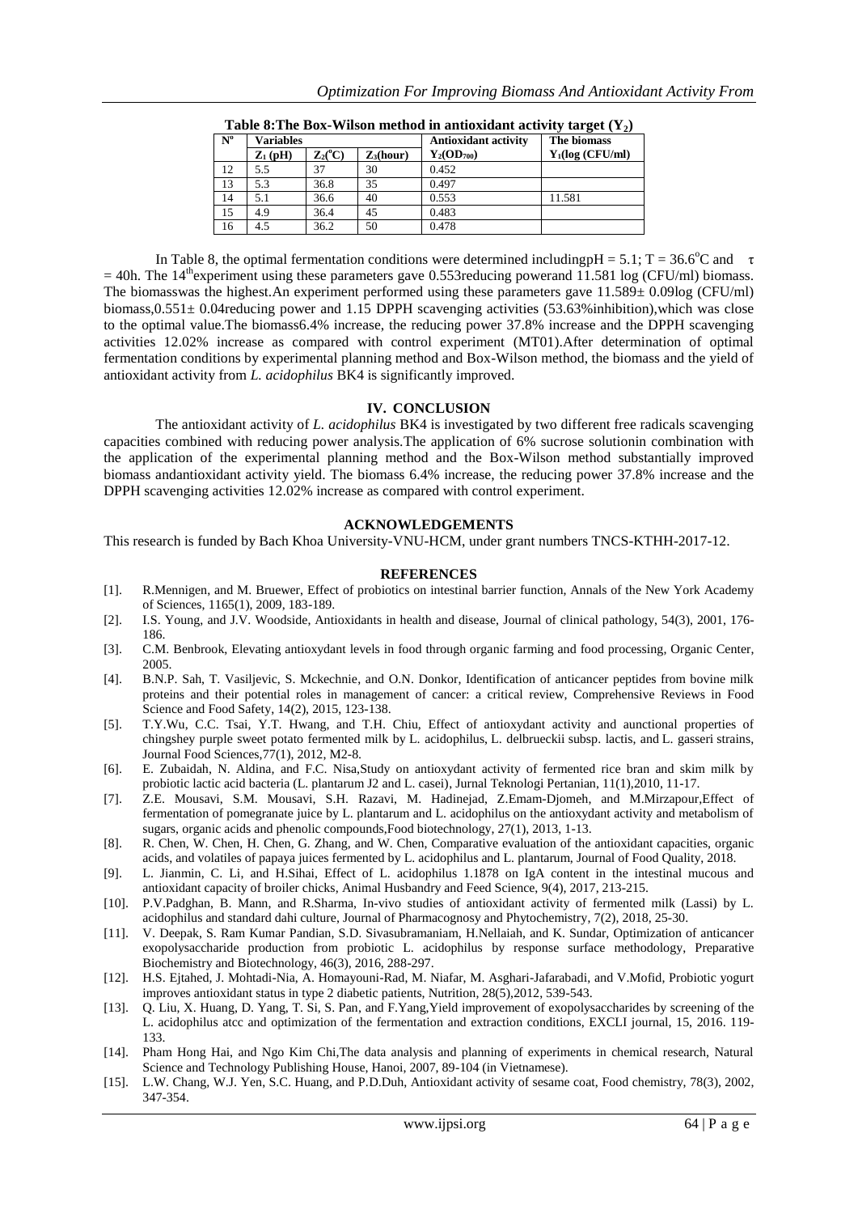**Table 8:The Box-Wilson method in antioxidant activity target ($Y_2$)**

| $N^o$ | Variables | | | Antioxidant activity | The biomass |
|---|---|---|---|---|---|
| | $Z_1$ (pH) | $Z_2$(°C) | $Z_3$(hour) | $Y_2$($OD_{700}$) | $Y_1$(log (CFU/ml) |
| 12 | 5.5 | 37 | 30 | 0.452 | |
| 13 | 5.3 | 36.8 | 35 | 0.497 | |
| 14 | 5.1 | 36.6 | 40 | 0.553 | 11.581 |
| 15 | 4.9 | 36.4 | 45 | 0.483 | |
| 16 | 4.5 | 36.2 | 50 | 0.478 | |

In Table 8, the optimal fermentation conditions were determined includingpH = 5.1; T = 36.6°C and $\tau$ = 40h. The 14th experiment using these parameters gave 0.553reducing powerand 11.581 log (CFU/ml) biomass. The biomasswas the highest.An experiment performed using these parameters gave 11.589± 0.09log (CFU/ml) biomass,0.551± 0.04reducing power and 1.15 DPPH scavenging activities (53.63%inhibition),which was close to the optimal value.The biomass6.4% increase, the reducing power 37.8% increase and the DPPH scavenging activities 12.02% increase as compared with control experiment (MT01).After determination of optimal fermentation conditions by experimental planning method and Box-Wilson method, the biomass and the yield of antioxidant activity from *L. acidophilus* BK4 is significantly improved.

## IV. CONCLUSION

The antioxidant activity of *L. acidophilus* BK4 is investigated by two different free radicals scavenging capacities combined with reducing power analysis.The application of 6% sucrose solutionin combination with the application of the experimental planning method and the Box-Wilson method substantially improved biomass andantioxidant activity yield. The biomass 6.4% increase, the reducing power 37.8% increase and the DPPH scavenging activities 12.02% increase as compared with control experiment.

## ACKNOWLEDGEMENTS

This research is funded by Bach Khoa University-VNU-HCM, under grant numbers TNCS-KTHH-2017-12.

## REFERENCES

- [1]. R.Mennigen, and M. Bruewer, Effect of probiotics on intestinal barrier function, Annals of the New York Academy of Sciences, 1165(1), 2009, 183-189.
- [2]. I.S. Young, and J.V. Woodside, Antioxidants in health and disease, Journal of clinical pathology, 54(3), 2001, 176-186.
- [3]. C.M. Benbrook, Elevating antioxydant levels in food through organic farming and food processing, Organic Center, 2005.
- [4]. B.N.P. Sah, T. Vasiljevic, S. Mckechnie, and O.N. Donkor, Identification of anticancer peptides from bovine milk proteins and their potential roles in management of cancer: a critical review, Comprehensive Reviews in Food Science and Food Safety, 14(2), 2015, 123-138.
- [5]. T.Y.Wu, C.C. Tsai, Y.T. Hwang, and T.H. Chiu, Effect of antioxydant activity and aunctional properties of chingshey purple sweet potato fermented milk by L. acidophilus, L. delbrueckii subsp. lactis, and L. gasseri strains, Journal Food Sciences,77(1), 2012, M2-8.
- [6]. E. Zubaidah, N. Aldina, and F.C. Nisa,Study on antioxydant activity of fermented rice bran and skim milk by probiotic lactic acid bacteria (L. plantarum J2 and L. casei), Jurnal Teknologi Pertanian, 11(1),2010, 11-17.
- [7]. Z.E. Mousavi, S.M. Mousavi, S.H. Razavi, M. Hadinejad, Z.Emam-Djomeh, and M.Mirzapour,Effect of fermentation of pomegranate juice by L. plantarum and L. acidophilus on the antioxydant activity and metabolism of sugars, organic acids and phenolic compounds,Food biotechnology, 27(1), 2013, 1-13.
- [8]. R. Chen, W. Chen, H. Chen, G. Zhang, and W. Chen, Comparative evaluation of the antioxidant capacities, organic acids, and volatiles of papaya juices fermented by L. acidophilus and L. plantarum, Journal of Food Quality, 2018.
- [9]. L. Jianmin, C. Li, and H.Sihai, Effect of L. acidophilus 1.1878 on IgA content in the intestinal mucous and antioxidant capacity of broiler chicks, Animal Husbandry and Feed Science, 9(4), 2017, 213-215.
- [10]. P.V.Padghan, B. Mann, and R.Sharma, In-vivo studies of antioxidant activity of fermented milk (Lassi) by L. acidophilus and standard dahi culture, Journal of Pharmacognosy and Phytochemistry, 7(2), 2018, 25-30.
- [11]. V. Deepak, S. Ram Kumar Pandian, S.D. Sivasubramaniam, H.Nellaiah, and K. Sundar, Optimization of anticancer exopolysaccharide production from probiotic L. acidophilus by response surface methodology, Preparative Biochemistry and Biotechnology, 46(3), 2016, 288-297.
- [12]. H.S. Ejtahed, J. Mohtadi-Nia, A. Homayouni-Rad, M. Niafar, M. Asghari-Jafarabadi, and V.Mofid, Probiotic yogurt improves antioxidant status in type 2 diabetic patients, Nutrition, 28(5),2012, 539-543.
- [13]. Q. Liu, X. Huang, D. Yang, T. Si, S. Pan, and F.Yang,Yield improvement of exopolysaccharides by screening of the L. acidophilus atcc and optimization of the fermentation and extraction conditions, EXCLI journal, 15, 2016. 119-133.
- [14]. Pham Hong Hai, and Ngo Kim Chi,The data analysis and planning of experiments in chemical research, Natural Science and Technology Publishing House, Hanoi, 2007, 89-104 (in Vietnamese).
- [15]. L.W. Chang, W.J. Yen, S.C. Huang, and P.D.Duh, Antioxidant activity of sesame coat, Food chemistry, 78(3), 2002, 347-354.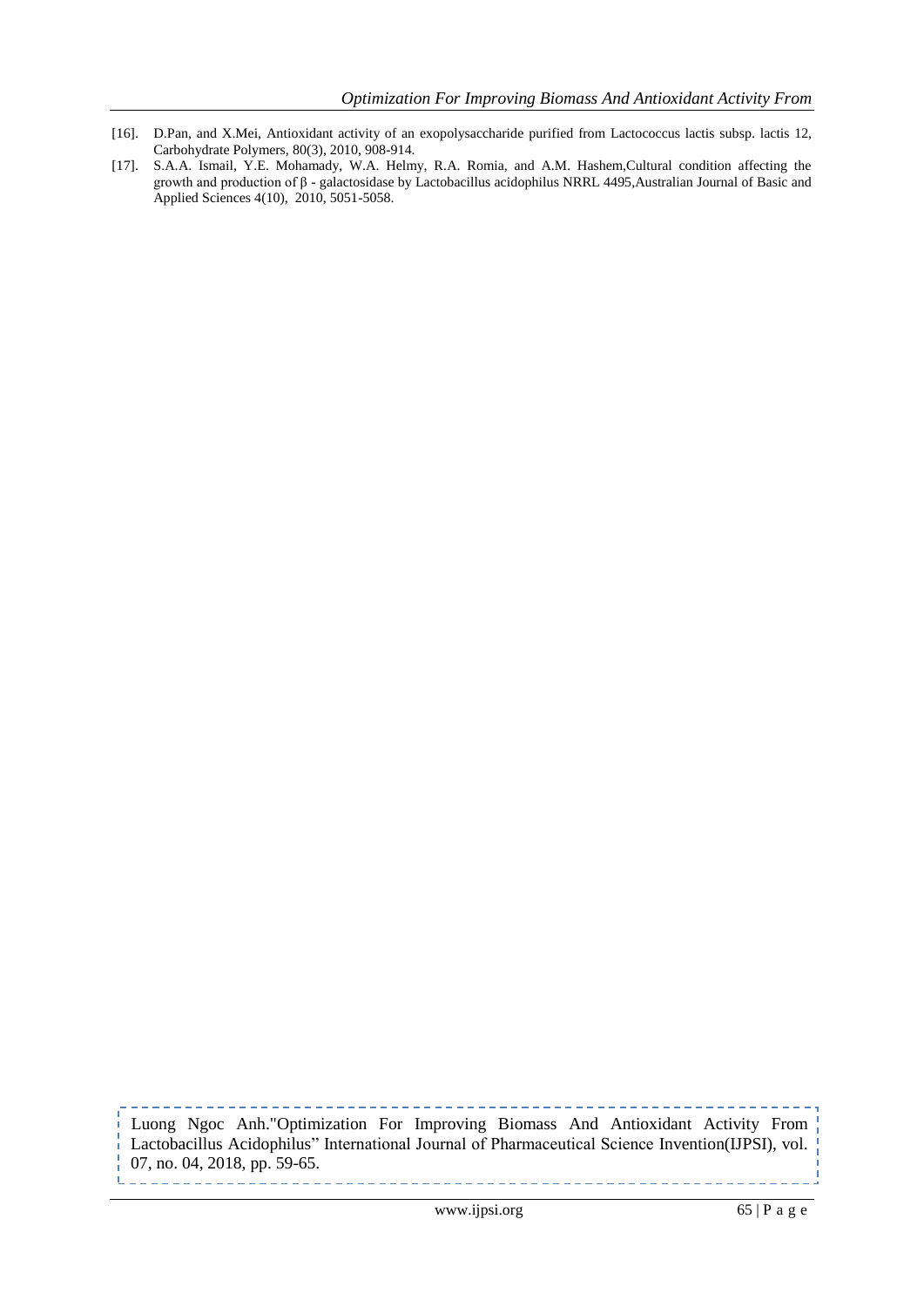[16]. D.Pan, and X.Mei, Antioxidant activity of an exopolysaccharide purified from Lactococcus lactis subsp. lactis 12, Carbohydrate Polymers, 80(3), 2010, 908-914.

[17]. S.A.A. Ismail, Y.E. Mohamady, W.A. Helmy, R.A. Romia, and A.M. Hashem,Cultural condition affecting the growth and production of β - galactosidase by Lactobacillus acidophilus NRRL 4495,Australian Journal of Basic and Applied Sciences 4(10), 2010, 5051-5058.

Luong Ngoc Anh."Optimization For Improving Biomass And Antioxidant Activity From Lactobacillus Acidophilus" International Journal of Pharmaceutical Science Invention(IJPSI), vol. 07, no. 04, 2018, pp. 59-65.